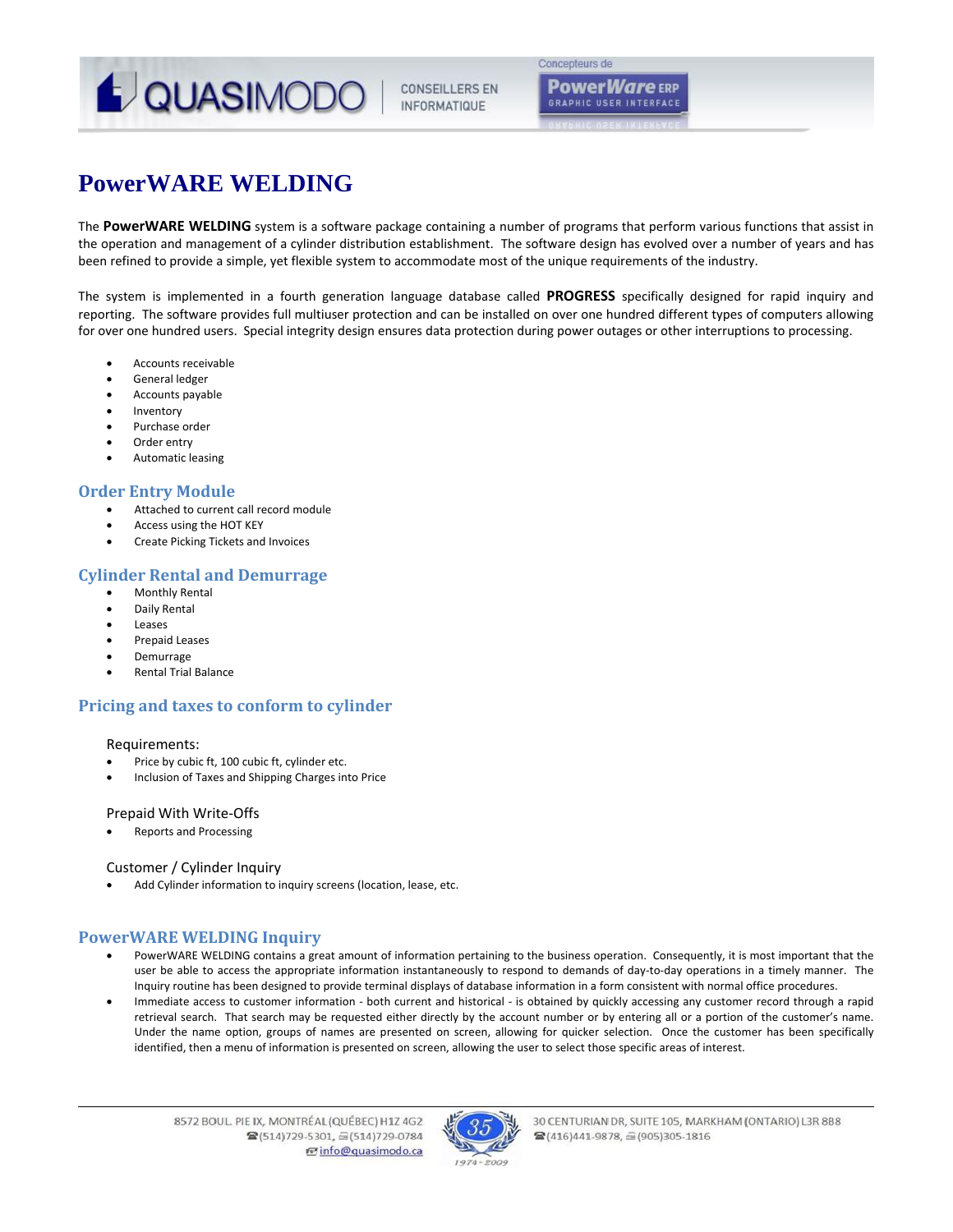# PowerWARE WELDING

The **PowerWARE WELDING** system is a software package containing a number of programs that perform various functions that assist in the operation and management of a cylinder distribution establishment. The software design has evolved over a number of years and has been refined to provide a simple, yet flexible system to accommodate most of the unique requirements of the industry.

The system is implemented in a fourth generation language database called **PROGRESS** specifically designed for rapid inquiry and reporting. The software provides full multiuser protection and can be installed on over one hundred different types of computers allowing for over one hundred users. Special integrity design ensures data protection during power outages or other interruptions to processing.

- Accounts receivable
- General ledger
- Accounts payable
- Inventory
- Purchase order
- Order entry
- Automatic leasing

## Order Entry Module

- Attached to current call record module
- Access using the HOT KEY
- Create Picking Tickets and Invoices

## Cylinder Rental and Demurrage

- Monthly Rental
- Daily Rental
- Leases
- Prepaid Leases
- Demurrage
- Rental Trial Balance

## Pricing and taxes to conform to cylinder

Requirements:

- Price by cubic ft, 100 cubic ft, cylinder etc.
- Inclusion of Taxes and Shipping Charges into Price

Prepaid With Write-Offs

- Reports and Processing

Customer / Cylinder Inquiry

- Add Cylinder information to inquiry screens (location, lease, etc.

## PowerWARE WELDING Inquiry

- PowerWARE WELDING contains a great amount of information pertaining to the business operation. Consequently, it is most important that the user be able to access the appropriate information instantaneously to respond to demands of day-to-day operations in a timely manner. The Inquiry routine has been designed to provide terminal displays of database information in a form consistent with normal office procedures.
- Immediate access to customer information - both current and historical - is obtained by quickly accessing any customer record through a rapid retrieval search. That search may be requested either directly by the account number or by entering all or a portion of the customer's name. Under the name option, groups of names are presented on screen, allowing for quicker selection. Once the customer has been specifically identified, then a menu of information is presented on screen, allowing the user to select those specific areas of interest.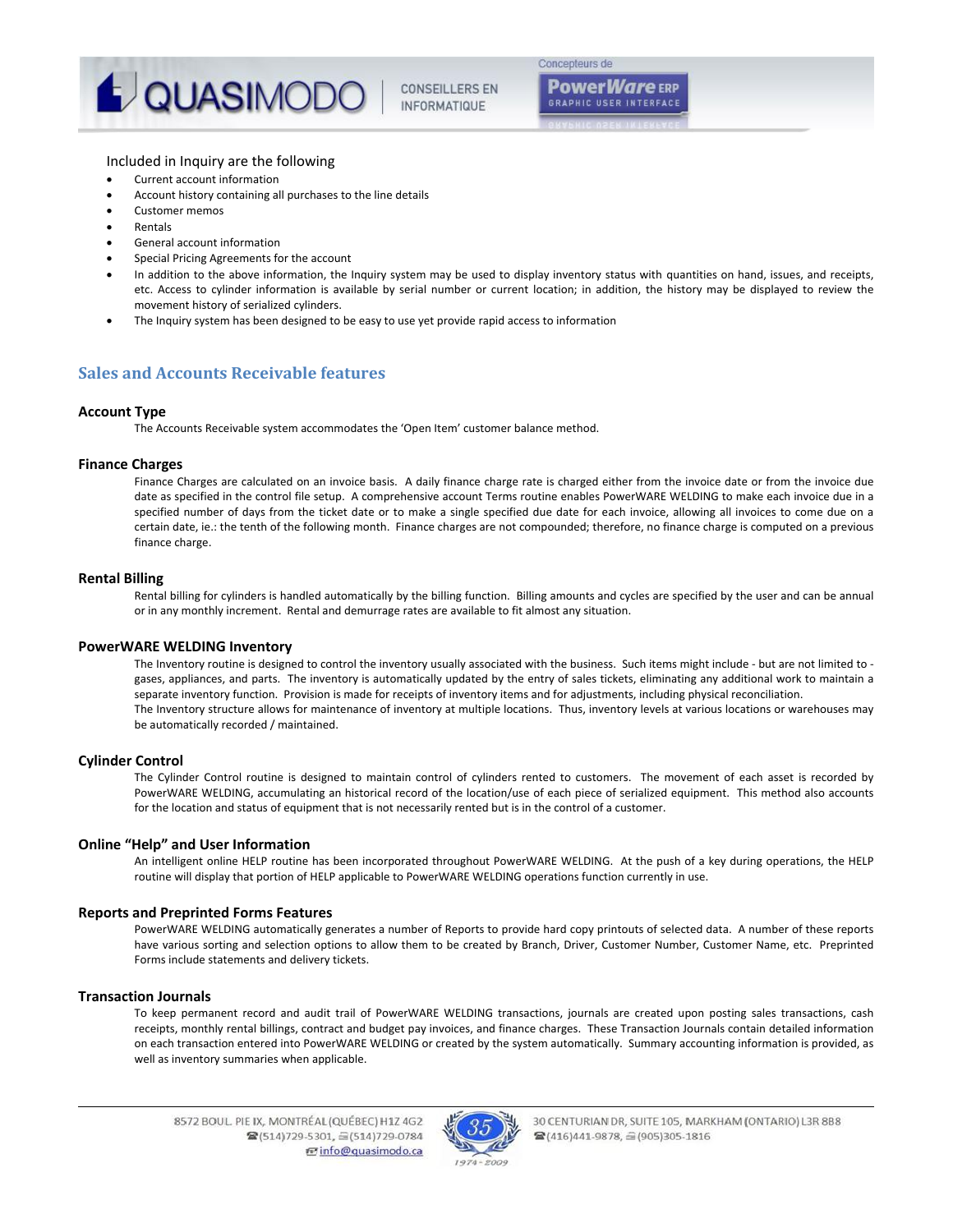Included in Inquiry are the following

- Current account information
- Account history containing all purchases to the line details
- Customer memos
- Rentals
- General account information
- Special Pricing Agreements for the account
- In addition to the above information, the Inquiry system may be used to display inventory status with quantities on hand, issues, and receipts, etc. Access to cylinder information is available by serial number or current location; in addition, the history may be displayed to review the movement history of serialized cylinders.
- The Inquiry system has been designed to be easy to use yet provide rapid access to information

## Sales and Accounts Receivable features

### Account Type

The Accounts Receivable system accommodates the 'Open Item' customer balance method.

### Finance Charges

Finance Charges are calculated on an invoice basis. A daily finance charge rate is charged either from the invoice date or from the invoice due date as specified in the control file setup. A comprehensive account Terms routine enables PowerWARE WELDING to make each invoice due in a specified number of days from the ticket date or to make a single specified due date for each invoice, allowing all invoices to come due on a certain date, ie.: the tenth of the following month. Finance charges are not compounded; therefore, no finance charge is computed on a previous finance charge.

### Rental Billing

Rental billing for cylinders is handled automatically by the billing function. Billing amounts and cycles are specified by the user and can be annual or in any monthly increment. Rental and demurrage rates are available to fit almost any situation.

### PowerWARE WELDING Inventory

The Inventory routine is designed to control the inventory usually associated with the business. Such items might include - but are not limited to - gases, appliances, and parts. The inventory is automatically updated by the entry of sales tickets, eliminating any additional work to maintain a separate inventory function. Provision is made for receipts of inventory items and for adjustments, including physical reconciliation.
The Inventory structure allows for maintenance of inventory at multiple locations. Thus, inventory levels at various locations or warehouses may be automatically recorded / maintained.

### Cylinder Control

The Cylinder Control routine is designed to maintain control of cylinders rented to customers. The movement of each asset is recorded by PowerWARE WELDING, accumulating an historical record of the location/use of each piece of serialized equipment. This method also accounts for the location and status of equipment that is not necessarily rented but is in the control of a customer.

### Online "Help" and User Information

An intelligent online HELP routine has been incorporated throughout PowerWARE WELDING. At the push of a key during operations, the HELP routine will display that portion of HELP applicable to PowerWARE WELDING operations function currently in use.

### Reports and Preprinted Forms Features

PowerWARE WELDING automatically generates a number of Reports to provide hard copy printouts of selected data. A number of these reports have various sorting and selection options to allow them to be created by Branch, Driver, Customer Number, Customer Name, etc. Preprinted Forms include statements and delivery tickets.

### Transaction Journals

To keep permanent record and audit trail of PowerWARE WELDING transactions, journals are created upon posting sales transactions, cash receipts, monthly rental billings, contract and budget pay invoices, and finance charges. These Transaction Journals contain detailed information on each transaction entered into PowerWARE WELDING or created by the system automatically. Summary accounting information is provided, as well as inventory summaries when applicable.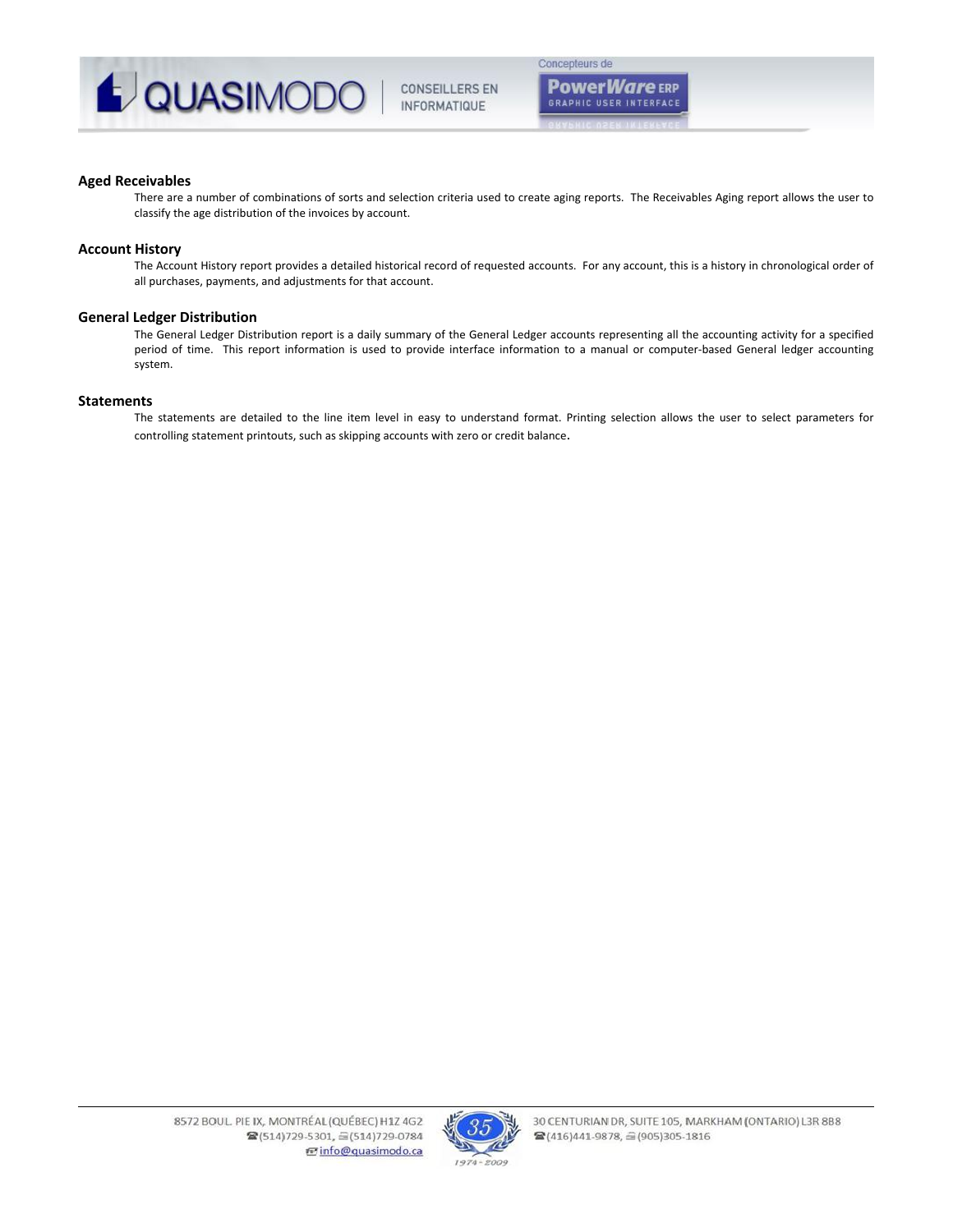## Aged Receivables

There are a number of combinations of sorts and selection criteria used to create aging reports. The Receivables Aging report allows the user to classify the age distribution of the invoices by account.

## Account History

The Account History report provides a detailed historical record of requested accounts. For any account, this is a history in chronological order of all purchases, payments, and adjustments for that account.

## General Ledger Distribution

The General Ledger Distribution report is a daily summary of the General Ledger accounts representing all the accounting activity for a specified period of time. This report information is used to provide interface information to a manual or computer-based General ledger accounting system.

## Statements

The statements are detailed to the line item level in easy to understand format. Printing selection allows the user to select parameters for controlling statement printouts, such as skipping accounts with zero or credit balance.